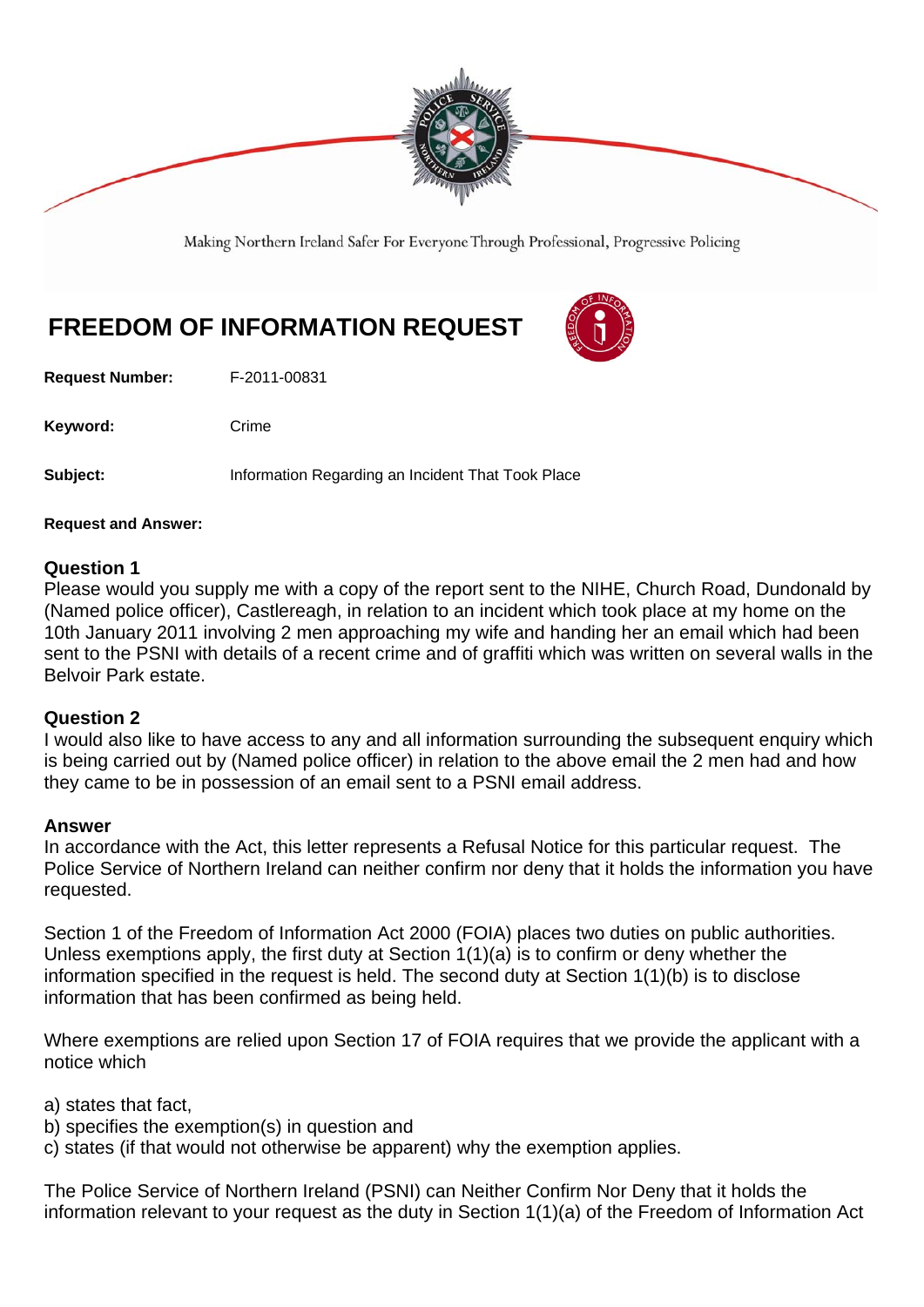Making Northern Ireland Safer For Everyone Through Professional, Progressive Policing

# FREEDOM OF INFORMATION REQUEST

**Request Number:** F-2011-00831

**Keyword:** Crime

**Subject:** Information Regarding an Incident That Took Place

**Request and Answer:**

### Question 1

Please would you supply me with a copy of the report sent to the NIHE, Church Road, Dundonald by (Named police officer), Castlereagh, in relation to an incident which took place at my home on the 10th January 2011 involving 2 men approaching my wife and handing her an email which had been sent to the PSNI with details of a recent crime and of graffiti which was written on several walls in the Belvoir Park estate.

### Question 2

I would also like to have access to any and all information surrounding the subsequent enquiry which is being carried out by (Named police officer) in relation to the above email the 2 men had and how they came to be in possession of an email sent to a PSNI email address.

### Answer

In accordance with the Act, this letter represents a Refusal Notice for this particular request. The Police Service of Northern Ireland can neither confirm nor deny that it holds the information you have requested.

Section 1 of the Freedom of Information Act 2000 (FOIA) places two duties on public authorities. Unless exemptions apply, the first duty at Section 1(1)(a) is to confirm or deny whether the information specified in the request is held. The second duty at Section 1(1)(b) is to disclose information that has been confirmed as being held.

Where exemptions are relied upon Section 17 of FOIA requires that we provide the applicant with a notice which

a) states that fact,
b) specifies the exemption(s) in question and
c) states (if that would not otherwise be apparent) why the exemption applies.

The Police Service of Northern Ireland (PSNI) can Neither Confirm Nor Deny that it holds the information relevant to your request as the duty in Section 1(1)(a) of the Freedom of Information Act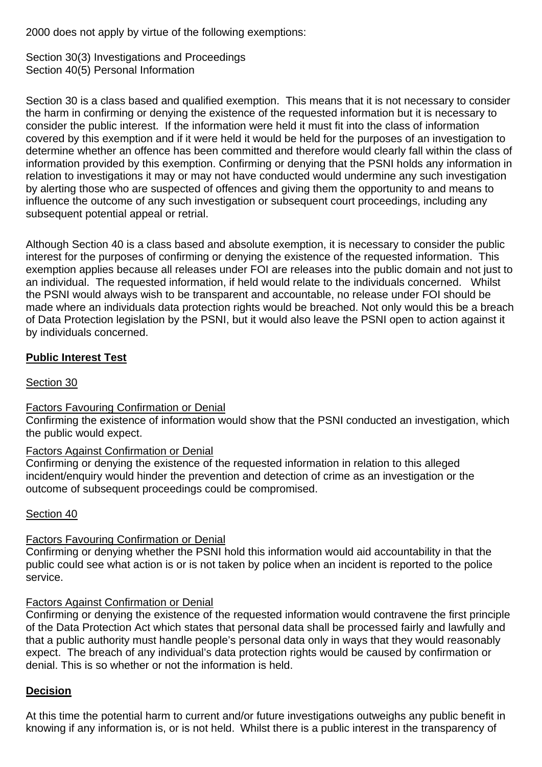2000 does not apply by virtue of the following exemptions:

Section 30(3) Investigations and Proceedings
Section 40(5) Personal Information

Section 30 is a class based and qualified exemption. This means that it is not necessary to consider the harm in confirming or denying the existence of the requested information but it is necessary to consider the public interest. If the information were held it must fit into the class of information covered by this exemption and if it were held it would be held for the purposes of an investigation to determine whether an offence has been committed and therefore would clearly fall within the class of information provided by this exemption. Confirming or denying that the PSNI holds any information in relation to investigations it may or may not have conducted would undermine any such investigation by alerting those who are suspected of offences and giving them the opportunity to and means to influence the outcome of any such investigation or subsequent court proceedings, including any subsequent potential appeal or retrial.

Although Section 40 is a class based and absolute exemption, it is necessary to consider the public interest for the purposes of confirming or denying the existence of the requested information. This exemption applies because all releases under FOI are releases into the public domain and not just to an individual. The requested information, if held would relate to the individuals concerned. Whilst the PSNI would always wish to be transparent and accountable, no release under FOI should be made where an individuals data protection rights would be breached. Not only would this be a breach of Data Protection legislation by the PSNI, but it would also leave the PSNI open to action against it by individuals concerned.

**Public Interest Test**

Section 30

Factors Favouring Confirmation or Denial
Confirming the existence of information would show that the PSNI conducted an investigation, which the public would expect.

Factors Against Confirmation or Denial
Confirming or denying the existence of the requested information in relation to this alleged incident/enquiry would hinder the prevention and detection of crime as an investigation or the outcome of subsequent proceedings could be compromised.

Section 40

Factors Favouring Confirmation or Denial
Confirming or denying whether the PSNI hold this information would aid accountability in that the public could see what action is or is not taken by police when an incident is reported to the police service.

Factors Against Confirmation or Denial
Confirming or denying the existence of the requested information would contravene the first principle of the Data Protection Act which states that personal data shall be processed fairly and lawfully and that a public authority must handle people's personal data only in ways that they would reasonably expect. The breach of any individual's data protection rights would be caused by confirmation or denial. This is so whether or not the information is held.

**Decision**

At this time the potential harm to current and/or future investigations outweighs any public benefit in knowing if any information is, or is not held. Whilst there is a public interest in the transparency of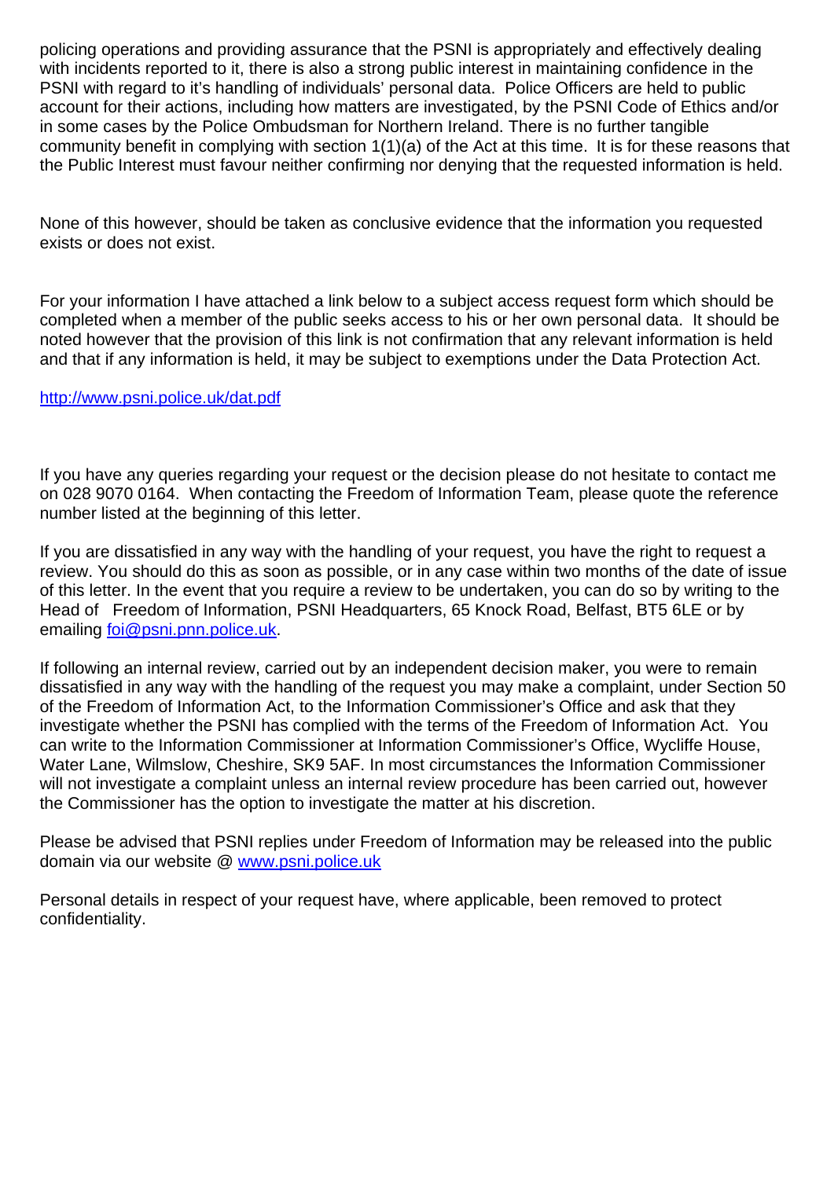policing operations and providing assurance that the PSNI is appropriately and effectively dealing with incidents reported to it, there is also a strong public interest in maintaining confidence in the PSNI with regard to it's handling of individuals' personal data. Police Officers are held to public account for their actions, including how matters are investigated, by the PSNI Code of Ethics and/or in some cases by the Police Ombudsman for Northern Ireland. There is no further tangible community benefit in complying with section 1(1)(a) of the Act at this time. It is for these reasons that the Public Interest must favour neither confirming nor denying that the requested information is held.

None of this however, should be taken as conclusive evidence that the information you requested exists or does not exist.

For your information I have attached a link below to a subject access request form which should be completed when a member of the public seeks access to his or her own personal data. It should be noted however that the provision of this link is not confirmation that any relevant information is held and that if any information is held, it may be subject to exemptions under the Data Protection Act.

http://www.psni.police.uk/dat.pdf

If you have any queries regarding your request or the decision please do not hesitate to contact me on 028 9070 0164. When contacting the Freedom of Information Team, please quote the reference number listed at the beginning of this letter.

If you are dissatisfied in any way with the handling of your request, you have the right to request a review. You should do this as soon as possible, or in any case within two months of the date of issue of this letter. In the event that you require a review to be undertaken, you can do so by writing to the Head of Freedom of Information, PSNI Headquarters, 65 Knock Road, Belfast, BT5 6LE or by emailing foi@psni.pnn.police.uk.

If following an internal review, carried out by an independent decision maker, you were to remain dissatisfied in any way with the handling of the request you may make a complaint, under Section 50 of the Freedom of Information Act, to the Information Commissioner's Office and ask that they investigate whether the PSNI has complied with the terms of the Freedom of Information Act. You can write to the Information Commissioner at Information Commissioner's Office, Wycliffe House, Water Lane, Wilmslow, Cheshire, SK9 5AF. In most circumstances the Information Commissioner will not investigate a complaint unless an internal review procedure has been carried out, however the Commissioner has the option to investigate the matter at his discretion.

Please be advised that PSNI replies under Freedom of Information may be released into the public domain via our website @ www.psni.police.uk

Personal details in respect of your request have, where applicable, been removed to protect confidentiality.